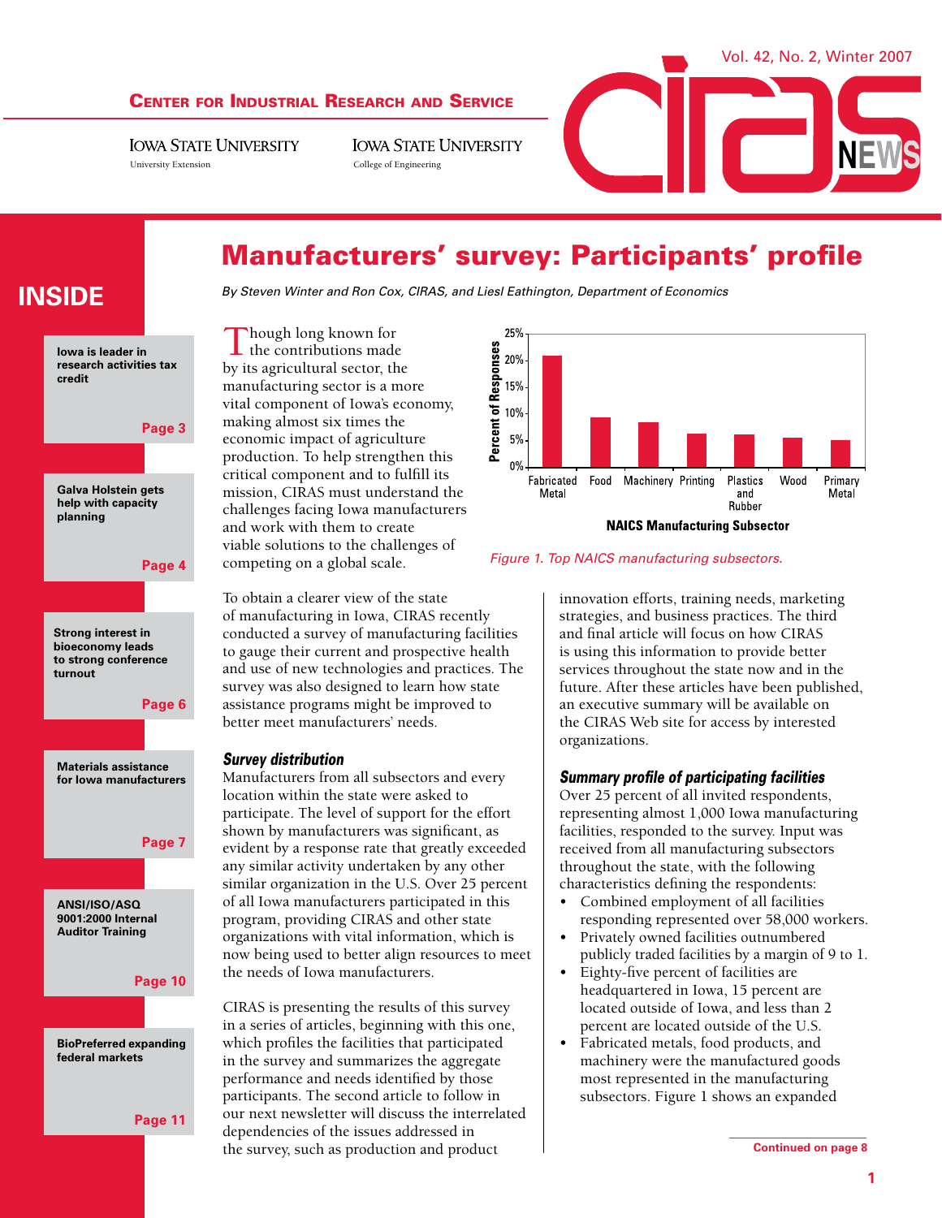# Center for Industrial Research and Service

Iowa State University — University Extension

Iowa State University — College of Engineering

CIRAS NEWS

Vol. 42, No. 2, Winter 2007

## INSIDE

- Iowa is leader in research activities tax credit — Page 3
- Galva Holstein gets help with capacity planning — Page 4
- Strong interest in bioeconomy leads to strong conference turnout — Page 6
- Materials assistance for Iowa manufacturers — Page 7
- ANSI/ISO/ASQ 9001:2000 Internal Auditor Training — Page 10
- BioPreferred expanding federal markets — Page 11

# Manufacturers' survey: Participants' profile

*By Steven Winter and Ron Cox, CIRAS, and Liesl Eathington, Department of Economics*

Though long known for the contributions made by its agricultural sector, the manufacturing sector is a more vital component of Iowa's economy, making almost six times the economic impact of agriculture production. To help strengthen this critical component and to fulfill its mission, CIRAS must understand the challenges facing Iowa manufacturers and work with them to create viable solutions to the challenges of competing on a global scale.

To obtain a clearer view of the state of manufacturing in Iowa, CIRAS recently conducted a survey of manufacturing facilities to gauge their current and prospective health and use of new technologies and practices. The survey was also designed to learn how state assistance programs might be improved to better meet manufacturers' needs.

### Survey distribution

Manufacturers from all subsectors and every location within the state were asked to participate. The level of support for the effort shown by manufacturers was significant, as evident by a response rate that greatly exceeded any similar activity undertaken by any other similar organization in the U.S. Over 25 percent of all Iowa manufacturers participated in this program, providing CIRAS and other state organizations with vital information, which is now being used to better align resources to meet the needs of Iowa manufacturers.

CIRAS is presenting the results of this survey in a series of articles, beginning with this one, which profiles the facilities that participated in the survey and summarizes the aggregate performance and needs identified by those participants. The second article to follow in our next newsletter will discuss the interrelated dependencies of the issues addressed in the survey, such as production and product innovation efforts, training needs, marketing strategies, and business practices. The third and final article will focus on how CIRAS is using this information to provide better services throughout the state now and in the future. After these articles have been published, an executive summary will be available on the CIRAS Web site for access by interested organizations.

### Summary profile of participating facilities

Over 25 percent of all invited respondents, representing almost 1,000 Iowa manufacturing facilities, responded to the survey. Input was received from all manufacturing subsectors throughout the state, with the following characteristics defining the respondents:

- Combined employment of all facilities responding represented over 58,000 workers.
- Privately owned facilities outnumbered publicly traded facilities by a margin of 9 to 1.
- Eighty-five percent of facilities are headquartered in Iowa, 15 percent are located outside of Iowa, and less than 2 percent are located outside of the U.S.
- Fabricated metals, food products, and machinery were the manufactured goods most represented in the manufacturing subsectors. Figure 1 shows an expanded

Continued on page 8

[Bar chart — y-axis: Percent of Responses (0%–25%); x-axis: NAICS Manufacturing Subsector — Fabricated Metal, Food, Machinery, Printing, Plastics and Rubber, Wood, Primary Metal]

*Figure 1. Top NAICS manufacturing subsectors.*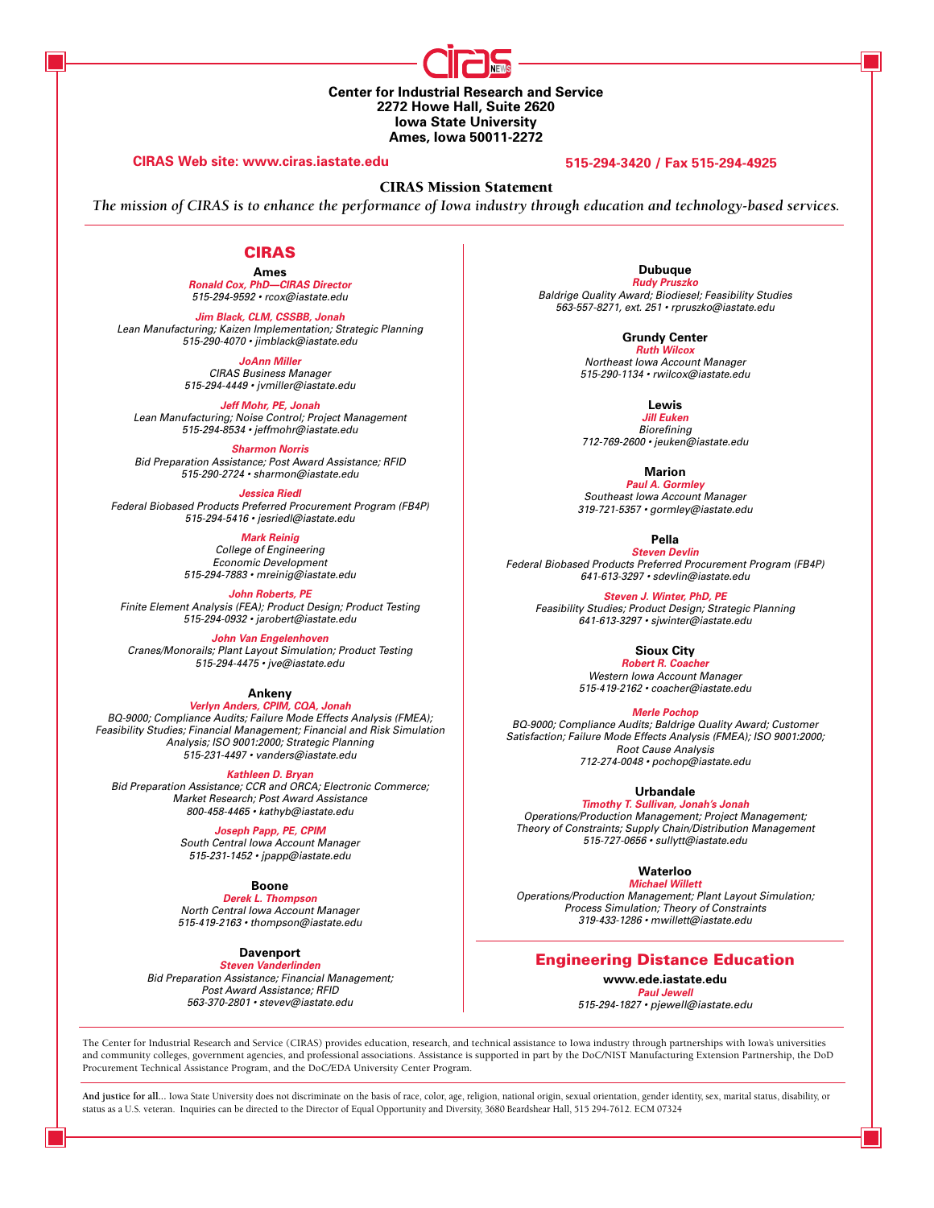**Center for Industrial Research and Service**
**2272 Howe Hall, Suite 2620**
**Iowa State University**
**Ames, Iowa 50011-2272**

**CIRAS Web site: www.ciras.iastate.edu**

**515-294-3420 / Fax 515-294-4925**

## CIRAS Mission Statement

*The mission of CIRAS is to enhance the performance of Iowa industry through education and technology-based services.*

## CIRAS

### Ames

***Ronald Cox, PhD—CIRAS Director***
*515-294-9592 • rcox@iastate.edu*

***Jim Black, CLM, CSSBB, Jonah***
*Lean Manufacturing; Kaizen Implementation; Strategic Planning*
*515-290-4070 • jimblack@iastate.edu*

***JoAnn Miller***
*CIRAS Business Manager*
*515-294-4449 • jvmiller@iastate.edu*

***Jeff Mohr, PE, Jonah***
*Lean Manufacturing; Noise Control; Project Management*
*515-294-8534 • jeffmohr@iastate.edu*

***Sharmon Norris***
*Bid Preparation Assistance; Post Award Assistance; RFID*
*515-290-2724 • sharmon@iastate.edu*

***Jessica Riedl***
*Federal Biobased Products Preferred Procurement Program (FB4P)*
*515-294-5416 • jesriedl@iastate.edu*

***Mark Reinig***
*College of Engineering*
*Economic Development*
*515-294-7883 • mreinig@iastate.edu*

***John Roberts, PE***
*Finite Element Analysis (FEA); Product Design; Product Testing*
*515-294-0932 • jarobert@iastate.edu*

***John Van Engelenhoven***
*Cranes/Monorails; Plant Layout Simulation; Product Testing*
*515-294-4475 • jve@iastate.edu*

### Ankeny

***Verlyn Anders, CPIM, CQA, Jonah***
*BQ-9000; Compliance Audits; Failure Mode Effects Analysis (FMEA); Feasibility Studies; Financial Management; Financial and Risk Simulation Analysis; ISO 9001:2000; Strategic Planning*
*515-231-4497 • vanders@iastate.edu*

***Kathleen D. Bryan***
*Bid Preparation Assistance; CCR and ORCA; Electronic Commerce; Market Research; Post Award Assistance*
*800-458-4465 • kathyb@iastate.edu*

***Joseph Papp, PE, CPIM***
*South Central Iowa Account Manager*
*515-231-1452 • jpapp@iastate.edu*

### Boone

***Derek L. Thompson***
*North Central Iowa Account Manager*
*515-419-2163 • thompson@iastate.edu*

### Davenport

***Steven Vanderlinden***
*Bid Preparation Assistance; Financial Management; Post Award Assistance; RFID*
*563-370-2801 • stevev@iastate.edu*

### Dubuque

***Rudy Pruszko***
*Baldrige Quality Award; Biodiesel; Feasibility Studies*
*563-557-8271, ext. 251 • rpruszko@iastate.edu*

### Grundy Center

***Ruth Wilcox***
*Northeast Iowa Account Manager*
*515-290-1134 • rwilcox@iastate.edu*

### Lewis

***Jill Euken***
*Biorefining*
*712-769-2600 • jeuken@iastate.edu*

### Marion

***Paul A. Gormley***
*Southeast Iowa Account Manager*
*319-721-5357 • gormley@iastate.edu*

### Pella

***Steven Devlin***
*Federal Biobased Products Preferred Procurement Program (FB4P)*
*641-613-3297 • sdevlin@iastate.edu*

***Steven J. Winter, PhD, PE***
*Feasibility Studies; Product Design; Strategic Planning*
*641-613-3297 • sjwinter@iastate.edu*

### Sioux City

***Robert R. Coacher***
*Western Iowa Account Manager*
*515-419-2162 • coacher@iastate.edu*

***Merle Pochop***
*BQ-9000; Compliance Audits; Baldrige Quality Award; Customer Satisfaction; Failure Mode Effects Analysis (FMEA); ISO 9001:2000; Root Cause Analysis*
*712-274-0048 • pochop@iastate.edu*

### Urbandale

***Timothy T. Sullivan, Jonah's Jonah***
*Operations/Production Management; Project Management; Theory of Constraints; Supply Chain/Distribution Management*
*515-727-0656 • sullytt@iastate.edu*

### Waterloo

***Michael Willett***
*Operations/Production Management; Plant Layout Simulation; Process Simulation; Theory of Constraints*
*319-433-1286 • mwillett@iastate.edu*

## Engineering Distance Education

**www.ede.iastate.edu**
***Paul Jewell***
*515-294-1827 • pjewell@iastate.edu*

The Center for Industrial Research and Service (CIRAS) provides education, research, and technical assistance to Iowa industry through partnerships with Iowa's universities and community colleges, government agencies, and professional associations. Assistance is supported in part by the DoC/NIST Manufacturing Extension Partnership, the DoD Procurement Technical Assistance Program, and the DoC/EDA University Center Program.

**And justice for all...** Iowa State University does not discriminate on the basis of race, color, age, religion, national origin, sexual orientation, gender identity, sex, marital status, disability, or status as a U.S. veteran. Inquiries can be directed to the Director of Equal Opportunity and Diversity, 3680 Beardshear Hall, 515 294-7612. ECM 07324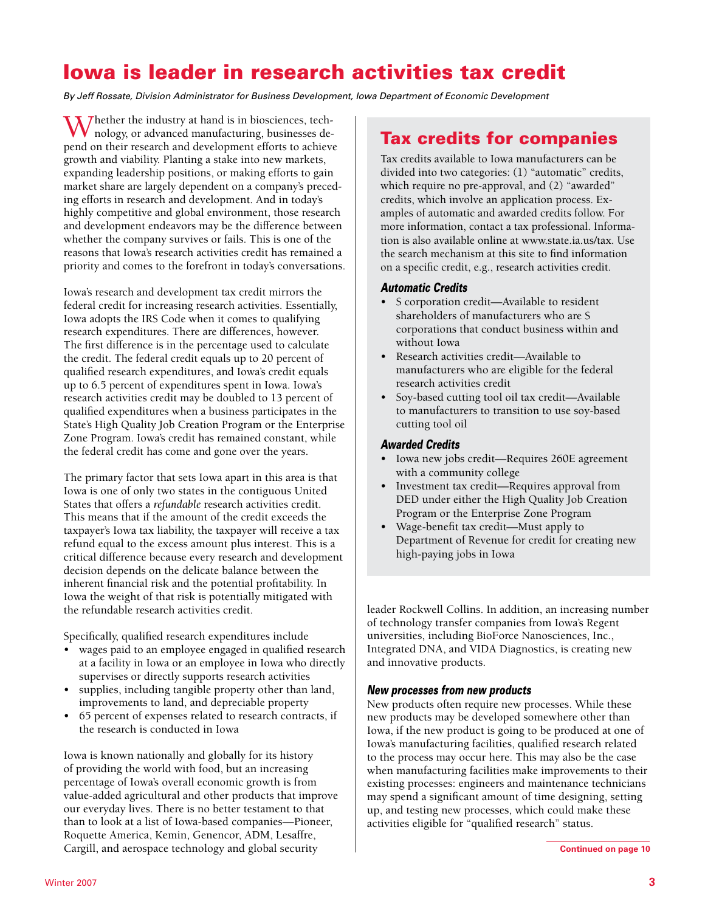# Iowa is leader in research activities tax credit

*By Jeff Rossate, Division Administrator for Business Development, Iowa Department of Economic Development*

Whether the industry at hand is in biosciences, technology, or advanced manufacturing, businesses depend on their research and development efforts to achieve growth and viability. Planting a stake into new markets, expanding leadership positions, or making efforts to gain market share are largely dependent on a company's preceding efforts in research and development. And in today's highly competitive and global environment, those research and development endeavors may be the difference between whether the company survives or fails. This is one of the reasons that Iowa's research activities credit has remained a priority and comes to the forefront in today's conversations.

Iowa's research and development tax credit mirrors the federal credit for increasing research activities. Essentially, Iowa adopts the IRS Code when it comes to qualifying research expenditures. There are differences, however. The first difference is in the percentage used to calculate the credit. The federal credit equals up to 20 percent of qualified research expenditures, and Iowa's credit equals up to 6.5 percent of expenditures spent in Iowa. Iowa's research activities credit may be doubled to 13 percent of qualified expenditures when a business participates in the State's High Quality Job Creation Program or the Enterprise Zone Program. Iowa's credit has remained constant, while the federal credit has come and gone over the years.

The primary factor that sets Iowa apart in this area is that Iowa is one of only two states in the contiguous United States that offers a *refundable* research activities credit. This means that if the amount of the credit exceeds the taxpayer's Iowa tax liability, the taxpayer will receive a tax refund equal to the excess amount plus interest. This is a critical difference because every research and development decision depends on the delicate balance between the inherent financial risk and the potential profitability. In Iowa the weight of that risk is potentially mitigated with the refundable research activities credit.

Specifically, qualified research expenditures include

- wages paid to an employee engaged in qualified research at a facility in Iowa or an employee in Iowa who directly supervises or directly supports research activities
- supplies, including tangible property other than land, improvements to land, and depreciable property
- 65 percent of expenses related to research contracts, if the research is conducted in Iowa

Iowa is known nationally and globally for its history of providing the world with food, but an increasing percentage of Iowa's overall economic growth is from value-added agricultural and other products that improve our everyday lives. There is no better testament to that than to look at a list of Iowa-based companies—Pioneer, Roquette America, Kemin, Genencor, ADM, Lesaffre, Cargill, and aerospace technology and global security leader Rockwell Collins. In addition, an increasing number of technology transfer companies from Iowa's Regent universities, including BioForce Nanosciences, Inc., Integrated DNA, and VIDA Diagnostics, is creating new and innovative products.

## Tax credits for companies

Tax credits available to Iowa manufacturers can be divided into two categories: (1) "automatic" credits, which require no pre-approval, and (2) "awarded" credits, which involve an application process. Examples of automatic and awarded credits follow. For more information, contact a tax professional. Information is also available online at www.state.ia.us/tax. Use the search mechanism at this site to find information on a specific credit, e.g., research activities credit.

### Automatic Credits

- S corporation credit—Available to resident shareholders of manufacturers who are S corporations that conduct business within and without Iowa
- Research activities credit—Available to manufacturers who are eligible for the federal research activities credit
- Soy-based cutting tool oil tax credit—Available to manufacturers to transition to use soy-based cutting tool oil

### Awarded Credits

- Iowa new jobs credit—Requires 260E agreement with a community college
- Investment tax credit—Requires approval from DED under either the High Quality Job Creation Program or the Enterprise Zone Program
- Wage-benefit tax credit—Must apply to Department of Revenue for credit for creating new high-paying jobs in Iowa

### New processes from new products

New products often require new processes. While these new products may be developed somewhere other than Iowa, if the new product is going to be produced at one of Iowa's manufacturing facilities, qualified research related to the process may occur here. This may also be the case when manufacturing facilities make improvements to their existing processes: engineers and maintenance technicians may spend a significant amount of time designing, setting up, and testing new processes, which could make these activities eligible for "qualified research" status.

Continued on page 10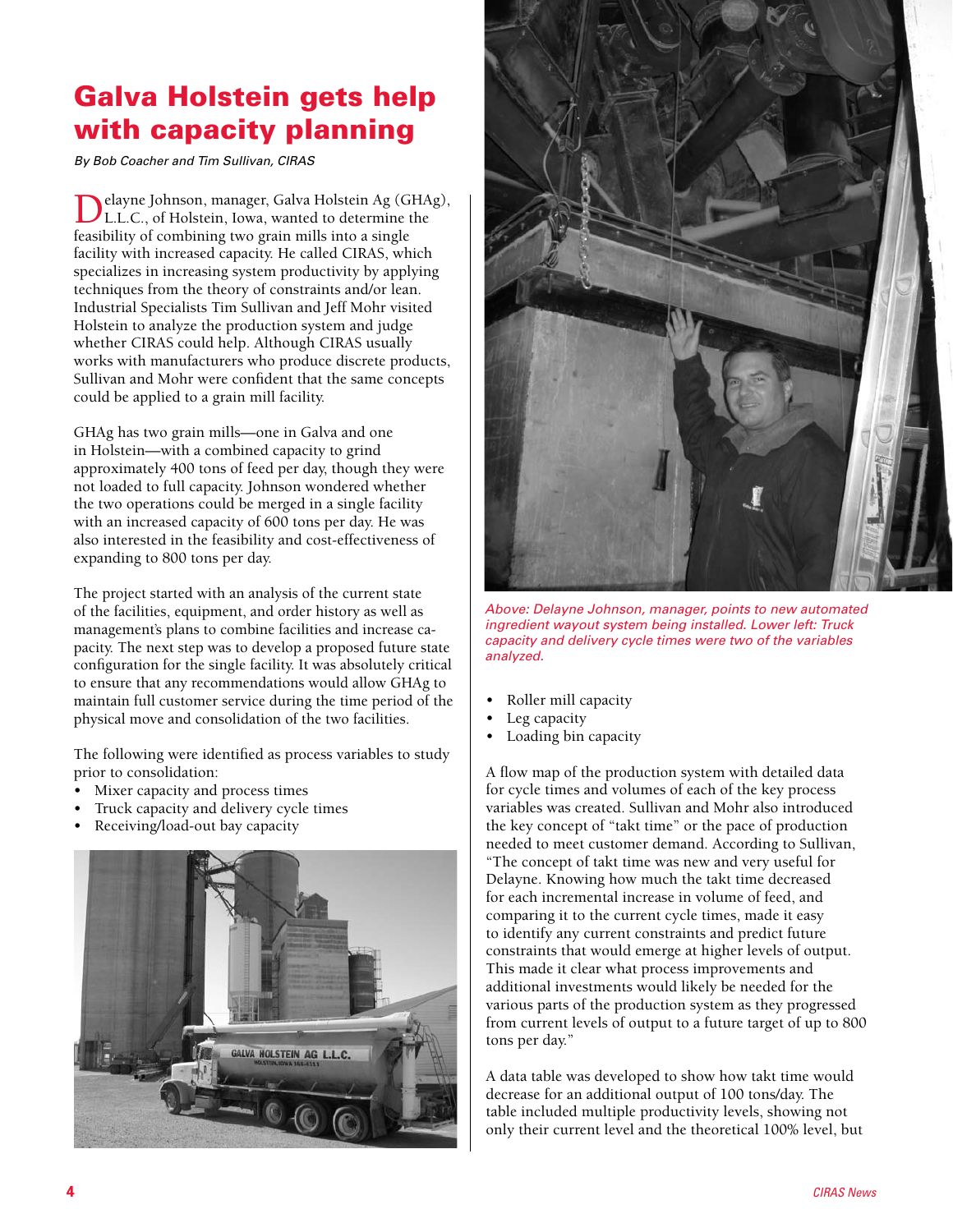# Galva Holstein gets help with capacity planning

*By Bob Coacher and Tim Sullivan, CIRAS*

Delayne Johnson, manager, Galva Holstein Ag (GHAg), L.L.C., of Holstein, Iowa, wanted to determine the feasibility of combining two grain mills into a single facility with increased capacity. He called CIRAS, which specializes in increasing system productivity by applying techniques from the theory of constraints and/or lean. Industrial Specialists Tim Sullivan and Jeff Mohr visited Holstein to analyze the production system and judge whether CIRAS could help. Although CIRAS usually works with manufacturers who produce discrete products, Sullivan and Mohr were confident that the same concepts could be applied to a grain mill facility.

GHAg has two grain mills—one in Galva and one in Holstein—with a combined capacity to grind approximately 400 tons of feed per day, though they were not loaded to full capacity. Johnson wondered whether the two operations could be merged in a single facility with an increased capacity of 600 tons per day. He was also interested in the feasibility and cost-effectiveness of expanding to 800 tons per day.

The project started with an analysis of the current state of the facilities, equipment, and order history as well as management's plans to combine facilities and increase capacity. The next step was to develop a proposed future state configuration for the single facility. It was absolutely critical to ensure that any recommendations would allow GHAg to maintain full customer service during the time period of the physical move and consolidation of the two facilities.

The following were identified as process variables to study prior to consolidation:

- Mixer capacity and process times
- Truck capacity and delivery cycle times
- Receiving/load-out bay capacity
- Roller mill capacity
- Leg capacity
- Loading bin capacity

*Above: Delayne Johnson, manager, points to new automated ingredient wayout system being installed. Lower left: Truck capacity and delivery cycle times were two of the variables analyzed.*

A flow map of the production system with detailed data for cycle times and volumes of each of the key process variables was created. Sullivan and Mohr also introduced the key concept of "takt time" or the pace of production needed to meet customer demand. According to Sullivan, "The concept of takt time was new and very useful for Delayne. Knowing how much the takt time decreased for each incremental increase in volume of feed, and comparing it to the current cycle times, made it easy to identify any current constraints and predict future constraints that would emerge at higher levels of output. This made it clear what process improvements and additional investments would likely be needed for the various parts of the production system as they progressed from current levels of output to a future target of up to 800 tons per day."

A data table was developed to show how takt time would decrease for an additional output of 100 tons/day. The table included multiple productivity levels, showing not only their current level and the theoretical 100% level, but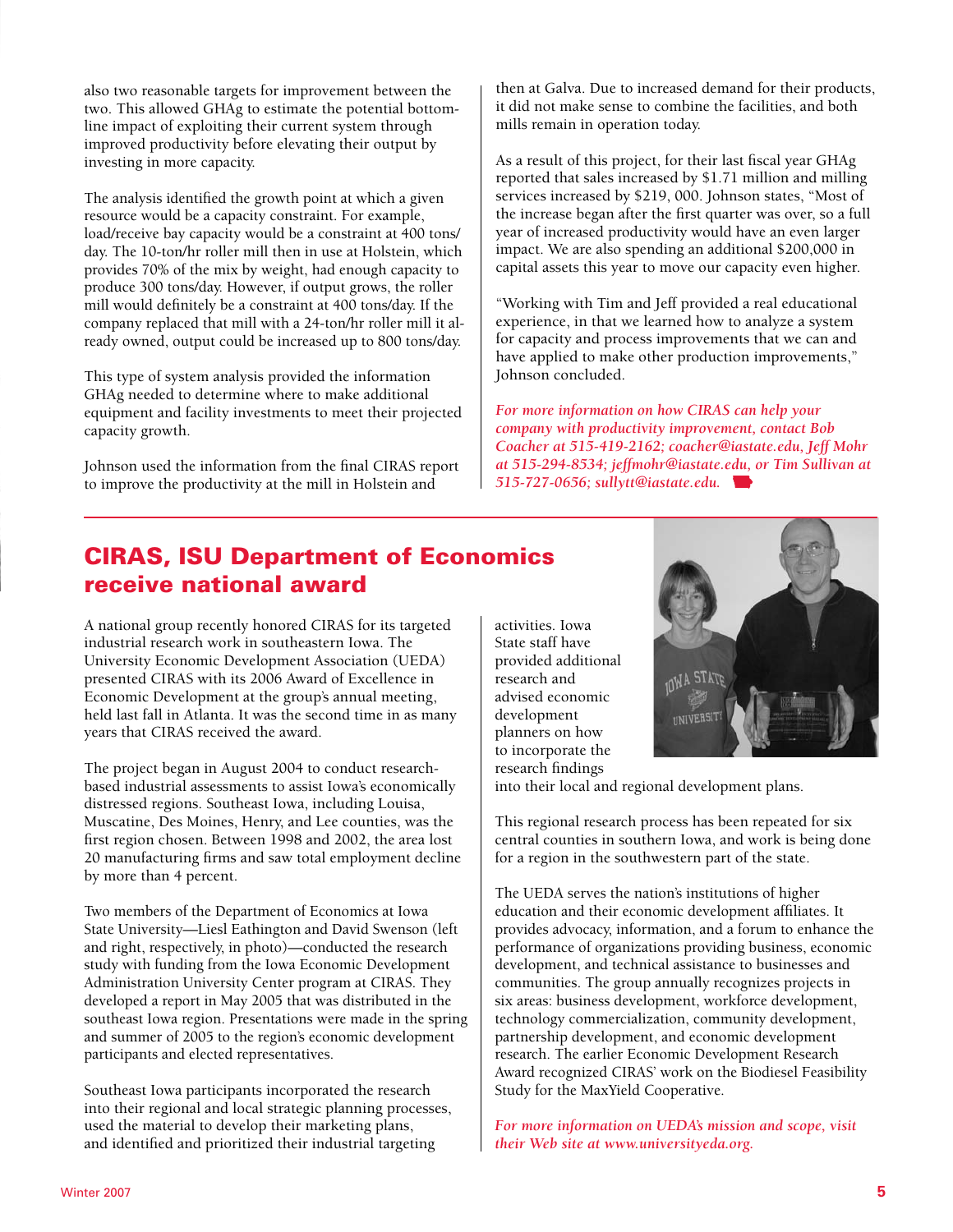also two reasonable targets for improvement between the two. This allowed GHAg to estimate the potential bottom-line impact of exploiting their current system through improved productivity before elevating their output by investing in more capacity.

The analysis identified the growth point at which a given resource would be a capacity constraint. For example, load/receive bay capacity would be a constraint at 400 tons/day. The 10-ton/hr roller mill then in use at Holstein, which provides 70% of the mix by weight, had enough capacity to produce 300 tons/day. However, if output grows, the roller mill would definitely be a constraint at 400 tons/day. If the company replaced that mill with a 24-ton/hr roller mill it already owned, output could be increased up to 800 tons/day.

This type of system analysis provided the information GHAg needed to determine where to make additional equipment and facility investments to meet their projected capacity growth.

Johnson used the information from the final CIRAS report to improve the productivity at the mill in Holstein and then at Galva. Due to increased demand for their products, it did not make sense to combine the facilities, and both mills remain in operation today.

As a result of this project, for their last fiscal year GHAg reported that sales increased by $1.71 million and milling services increased by $219, 000. Johnson states, "Most of the increase began after the first quarter was over, so a full year of increased productivity would have an even larger impact. We are also spending an additional $200,000 in capital assets this year to move our capacity even higher.

"Working with Tim and Jeff provided a real educational experience, in that we learned how to analyze a system for capacity and process improvements that we can and have applied to make other production improvements," Johnson concluded.

*For more information on how CIRAS can help your company with productivity improvement, contact Bob Coacher at 515-419-2162; coacher@iastate.edu, Jeff Mohr at 515-294-8534; jeffmohr@iastate.edu, or Tim Sullivan at 515-727-0656; sullytt@iastate.edu.*

## CIRAS, ISU Department of Economics receive national award

A national group recently honored CIRAS for its targeted industrial research work in southeastern Iowa. The University Economic Development Association (UEDA) presented CIRAS with its 2006 Award of Excellence in Economic Development at the group's annual meeting, held last fall in Atlanta. It was the second time in as many years that CIRAS received the award.

The project began in August 2004 to conduct research-based industrial assessments to assist Iowa's economically distressed regions. Southeast Iowa, including Louisa, Muscatine, Des Moines, Henry, and Lee counties, was the first region chosen. Between 1998 and 2002, the area lost 20 manufacturing firms and saw total employment decline by more than 4 percent.

Two members of the Department of Economics at Iowa State University—Liesl Eathington and David Swenson (left and right, respectively, in photo)—conducted the research study with funding from the Iowa Economic Development Administration University Center program at CIRAS. They developed a report in May 2005 that was distributed in the southeast Iowa region. Presentations were made in the spring and summer of 2005 to the region's economic development participants and elected representatives.

Southeast Iowa participants incorporated the research into their regional and local strategic planning processes, used the material to develop their marketing plans, and identified and prioritized their industrial targeting activities. Iowa State staff have provided additional research and advised economic development planners on how to incorporate the research findings into their local and regional development plans.

This regional research process has been repeated for six central counties in southern Iowa, and work is being done for a region in the southwestern part of the state.

The UEDA serves the nation's institutions of higher education and their economic development affiliates. It provides advocacy, information, and a forum to enhance the performance of organizations providing business, economic development, and technical assistance to businesses and communities. The group annually recognizes projects in six areas: business development, workforce development, technology commercialization, community development, partnership development, and economic development research. The earlier Economic Development Research Award recognized CIRAS' work on the Biodiesel Feasibility Study for the MaxYield Cooperative.

*For more information on UEDA's mission and scope, visit their Web site at www.universityeda.org.*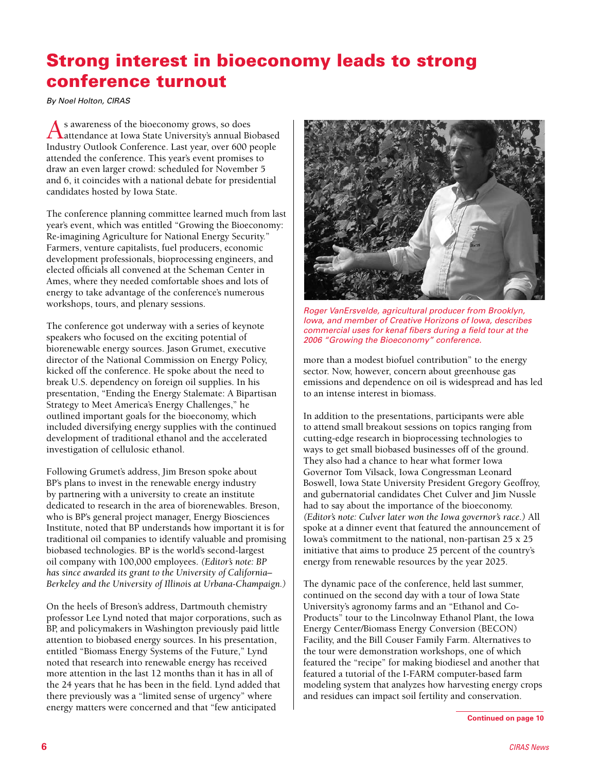# Strong interest in bioeconomy leads to strong conference turnout

*By Noel Holton, CIRAS*

As awareness of the bioeconomy grows, so does attendance at Iowa State University's annual Biobased Industry Outlook Conference. Last year, over 600 people attended the conference. This year's event promises to draw an even larger crowd: scheduled for November 5 and 6, it coincides with a national debate for presidential candidates hosted by Iowa State.

The conference planning committee learned much from last year's event, which was entitled "Growing the Bioeconomy: Re-imagining Agriculture for National Energy Security." Farmers, venture capitalists, fuel producers, economic development professionals, bioprocessing engineers, and elected officials all convened at the Scheman Center in Ames, where they needed comfortable shoes and lots of energy to take advantage of the conference's numerous workshops, tours, and plenary sessions.

The conference got underway with a series of keynote speakers who focused on the exciting potential of biorenewable energy sources. Jason Grumet, executive director of the National Commission on Energy Policy, kicked off the conference. He spoke about the need to break U.S. dependency on foreign oil supplies. In his presentation, "Ending the Energy Stalemate: A Bipartisan Strategy to Meet America's Energy Challenges," he outlined important goals for the bioeconomy, which included diversifying energy supplies with the continued development of traditional ethanol and the accelerated investigation of cellulosic ethanol.

Following Grumet's address, Jim Breson spoke about BP's plans to invest in the renewable energy industry by partnering with a university to create an institute dedicated to research in the area of biorenewables. Breson, who is BP's general project manager, Energy Biosciences Institute, noted that BP understands how important it is for traditional oil companies to identify valuable and promising biobased technologies. BP is the world's second-largest oil company with 100,000 employees. *(Editor's note: BP has since awarded its grant to the University of California–Berkeley and the University of Illinois at Urbana-Champaign.)*

On the heels of Breson's address, Dartmouth chemistry professor Lee Lynd noted that major corporations, such as BP, and policymakers in Washington previously paid little attention to biobased energy sources. In his presentation, entitled "Biomass Energy Systems of the Future," Lynd noted that research into renewable energy has received more attention in the last 12 months than it has in all of the 24 years that he has been in the field. Lynd added that there previously was a "limited sense of urgency" where energy matters were concerned and that "few anticipated more than a modest biofuel contribution" to the energy sector. Now, however, concern about greenhouse gas emissions and dependence on oil is widespread and has led to an intense interest in biomass.

*Roger VanErsvelde, agricultural producer from Brooklyn, Iowa, and member of Creative Horizons of Iowa, describes commercial uses for kenaf fibers during a field tour at the 2006 "Growing the Bioeconomy" conference.*

In addition to the presentations, participants were able to attend small breakout sessions on topics ranging from cutting-edge research in bioprocessing technologies to ways to get small biobased businesses off of the ground. They also had a chance to hear what former Iowa Governor Tom Vilsack, Iowa Congressman Leonard Boswell, Iowa State University President Gregory Geoffroy, and gubernatorial candidates Chet Culver and Jim Nussle had to say about the importance of the bioeconomy. *(Editor's note: Culver later won the Iowa governor's race.)* All spoke at a dinner event that featured the announcement of Iowa's commitment to the national, non-partisan 25 x 25 initiative that aims to produce 25 percent of the country's energy from renewable resources by the year 2025.

The dynamic pace of the conference, held last summer, continued on the second day with a tour of Iowa State University's agronomy farms and an "Ethanol and Co-Products" tour to the Lincolnway Ethanol Plant, the Iowa Energy Center/Biomass Energy Conversion (BECON) Facility, and the Bill Couser Family Farm. Alternatives to the tour were demonstration workshops, one of which featured the "recipe" for making biodiesel and another that featured a tutorial of the I-FARM computer-based farm modeling system that analyzes how harvesting energy crops and residues can impact soil fertility and conservation.

**Continued on page 10**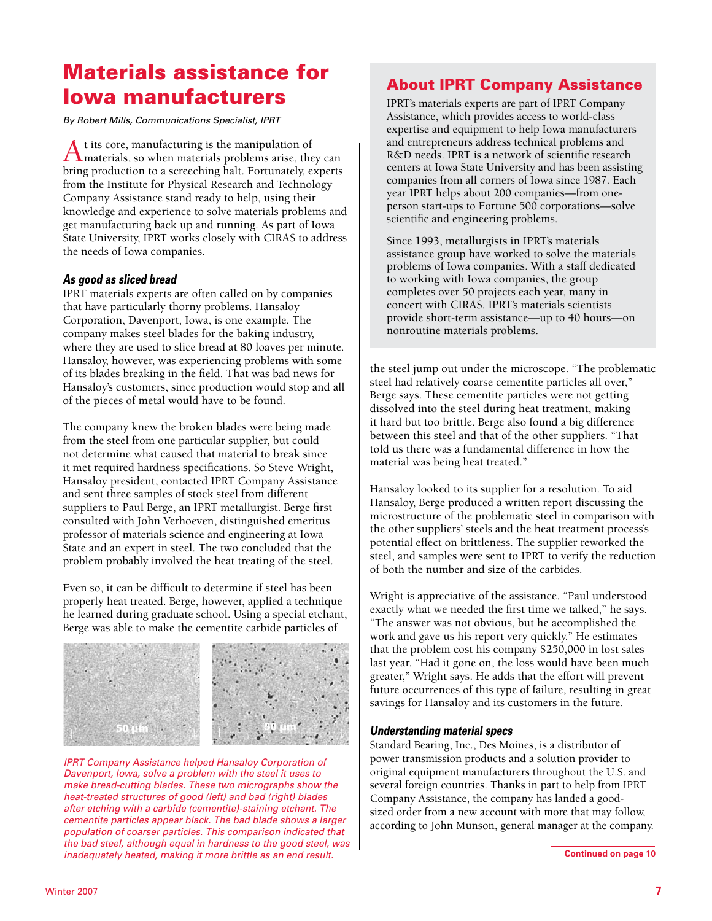# Materials assistance for Iowa manufacturers

*By Robert Mills, Communications Specialist, IPRT*

At its core, manufacturing is the manipulation of materials, so when materials problems arise, they can bring production to a screeching halt. Fortunately, experts from the Institute for Physical Research and Technology Company Assistance stand ready to help, using their knowledge and experience to solve materials problems and get manufacturing back up and running. As part of Iowa State University, IPRT works closely with CIRAS to address the needs of Iowa companies.

### *As good as sliced bread*

IPRT materials experts are often called on by companies that have particularly thorny problems. Hansaloy Corporation, Davenport, Iowa, is one example. The company makes steel blades for the baking industry, where they are used to slice bread at 80 loaves per minute. Hansaloy, however, was experiencing problems with some of its blades breaking in the field. That was bad news for Hansaloy's customers, since production would stop and all of the pieces of metal would have to be found.

The company knew the broken blades were being made from the steel from one particular supplier, but could not determine what caused that material to break since it met required hardness specifications. So Steve Wright, Hansaloy president, contacted IPRT Company Assistance and sent three samples of stock steel from different suppliers to Paul Berge, an IPRT metallurgist. Berge first consulted with John Verhoeven, distinguished emeritus professor of materials science and engineering at Iowa State and an expert in steel. The two concluded that the problem probably involved the heat treating of the steel.

Even so, it can be difficult to determine if steel has been properly heat treated. Berge, however, applied a technique he learned during graduate school. Using a special etchant, Berge was able to make the cementite carbide particles of the steel jump out under the microscope. "The problematic steel had relatively coarse cementite particles all over," Berge says. These cementite particles were not getting dissolved into the steel during heat treatment, making it hard but too brittle. Berge also found a big difference between this steel and that of the other suppliers. "That told us there was a fundamental difference in how the material was being heat treated."

*IPRT Company Assistance helped Hansaloy Corporation of Davenport, Iowa, solve a problem with the steel it uses to make bread-cutting blades. These two micrographs show the heat-treated structures of good (left) and bad (right) blades after etching with a carbide (cementite)-staining etchant. The cementite particles appear black. The bad blade shows a larger population of coarser particles. This comparison indicated that the bad steel, although equal in hardness to the good steel, was inadequately heated, making it more brittle as an end result.*

Hansaloy looked to its supplier for a resolution. To aid Hansaloy, Berge produced a written report discussing the microstructure of the problematic steel in comparison with the other suppliers' steels and the heat treatment process's potential effect on brittleness. The supplier reworked the steel, and samples were sent to IPRT to verify the reduction of both the number and size of the carbides.

Wright is appreciative of the assistance. "Paul understood exactly what we needed the first time we talked," he says. "The answer was not obvious, but he accomplished the work and gave us his report very quickly." He estimates that the problem cost his company $250,000 in lost sales last year. "Had it gone on, the loss would have been much greater," Wright says. He adds that the effort will prevent future occurrences of this type of failure, resulting in great savings for Hansaloy and its customers in the future.

### *Understanding material specs*

Standard Bearing, Inc., Des Moines, is a distributor of power transmission products and a solution provider to original equipment manufacturers throughout the U.S. and several foreign countries. Thanks in part to help from IPRT Company Assistance, the company has landed a good-sized order from a new account with more that may follow, according to John Munson, general manager at the company.

**Continued on page 10**

## About IPRT Company Assistance

IPRT's materials experts are part of IPRT Company Assistance, which provides access to world-class expertise and equipment to help Iowa manufacturers and entrepreneurs address technical problems and R&D needs. IPRT is a network of scientific research centers at Iowa State University and has been assisting companies from all corners of Iowa since 1987. Each year IPRT helps about 200 companies—from one-person start-ups to Fortune 500 corporations—solve scientific and engineering problems.

Since 1993, metallurgists in IPRT's materials assistance group have worked to solve the materials problems of Iowa companies. With a staff dedicated to working with Iowa companies, the group completes over 50 projects each year, many in concert with CIRAS. IPRT's materials scientists provide short-term assistance—up to 40 hours—on nonroutine materials problems.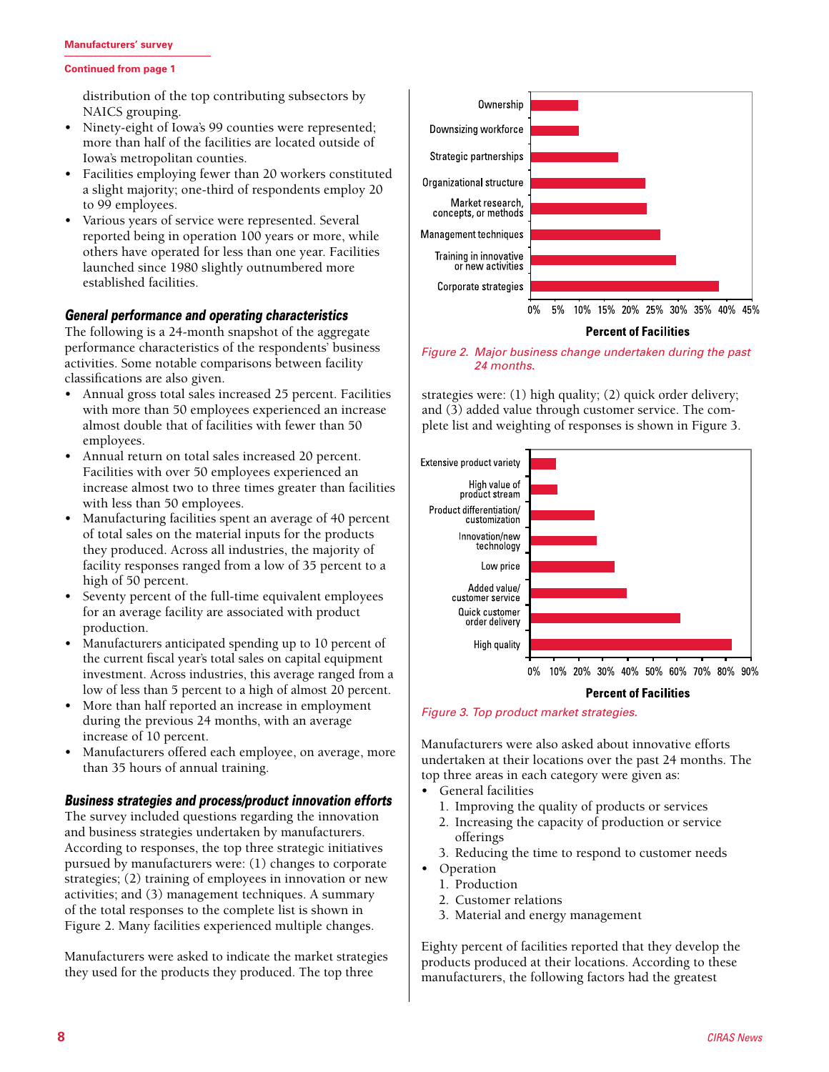**Manufacturers' survey**

**Continued from page 1**

distribution of the top contributing subsectors by NAICS grouping.

- Ninety-eight of Iowa's 99 counties were represented; more than half of the facilities are located outside of Iowa's metropolitan counties.
- Facilities employing fewer than 20 workers constituted a slight majority; one-third of respondents employ 20 to 99 employees.
- Various years of service were represented. Several reported being in operation 100 years or more, while others have operated for less than one year. Facilities launched since 1980 slightly outnumbered more established facilities.

### General performance and operating characteristics

The following is a 24-month snapshot of the aggregate performance characteristics of the respondents' business activities. Some notable comparisons between facility classifications are also given.

- Annual gross total sales increased 25 percent. Facilities with more than 50 employees experienced an increase almost double that of facilities with fewer than 50 employees.
- Annual return on total sales increased 20 percent. Facilities with over 50 employees experienced an increase almost two to three times greater than facilities with less than 50 employees.
- Manufacturing facilities spent an average of 40 percent of total sales on the material inputs for the products they produced. Across all industries, the majority of facility responses ranged from a low of 35 percent to a high of 50 percent.
- Seventy percent of the full-time equivalent employees for an average facility are associated with product production.
- Manufacturers anticipated spending up to 10 percent of the current fiscal year's total sales on capital equipment investment. Across industries, this average ranged from a low of less than 5 percent to a high of almost 20 percent.
- More than half reported an increase in employment during the previous 24 months, with an average increase of 10 percent.
- Manufacturers offered each employee, on average, more than 35 hours of annual training.

### Business strategies and process/product innovation efforts

The survey included questions regarding the innovation and business strategies undertaken by manufacturers. According to responses, the top three strategic initiatives pursued by manufacturers were: (1) changes to corporate strategies; (2) training of employees in innovation or new activities; and (3) management techniques. A summary of the total responses to the complete list is shown in Figure 2. Many facilities experienced multiple changes.

Manufacturers were asked to indicate the market strategies they used for the products they produced. The top three strategies were: (1) high quality; (2) quick order delivery; and (3) added value through customer service. The complete list and weighting of responses is shown in Figure 3.

*Figure 2. Major business change undertaken during the past 24 months.*

*Figure 3. Top product market strategies.*

Manufacturers were also asked about innovative efforts undertaken at their locations over the past 24 months. The top three areas in each category were given as:

- General facilities
  1. Improving the quality of products or services
  2. Increasing the capacity of production or service offerings
  3. Reducing the time to respond to customer needs
- Operation
  1. Production
  2. Customer relations
  3. Material and energy management

Eighty percent of facilities reported that they develop the products produced at their locations. According to these manufacturers, the following factors had the greatest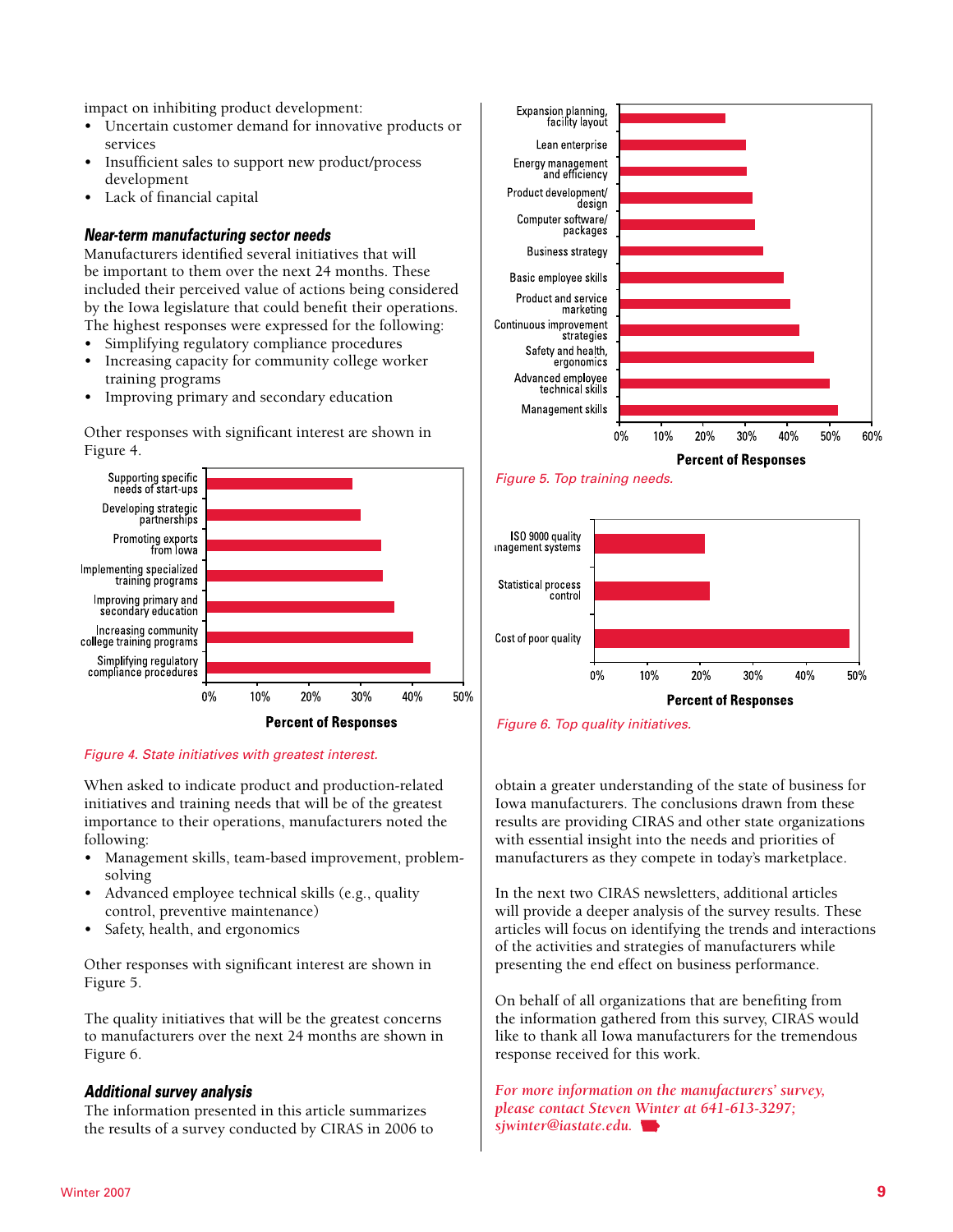impact on inhibiting product development:

- Uncertain customer demand for innovative products or services
- Insufficient sales to support new product/process development
- Lack of financial capital

### *Near-term manufacturing sector needs*

Manufacturers identified several initiatives that will be important to them over the next 24 months. These included their perceived value of actions being considered by the Iowa legislature that could benefit their operations. The highest responses were expressed for the following:

- Simplifying regulatory compliance procedures
- Increasing capacity for community college worker training programs
- Improving primary and secondary education

Other responses with significant interest are shown in Figure 4.

*Figure 4. State initiatives with greatest interest.*

When asked to indicate product and production-related initiatives and training needs that will be of the greatest importance to their operations, manufacturers noted the following:

- Management skills, team-based improvement, problem-solving
- Advanced employee technical skills (e.g., quality control, preventive maintenance)
- Safety, health, and ergonomics

Other responses with significant interest are shown in Figure 5.

The quality initiatives that will be the greatest concerns to manufacturers over the next 24 months are shown in Figure 6.

### *Additional survey analysis*

The information presented in this article summarizes the results of a survey conducted by CIRAS in 2006 to obtain a greater understanding of the state of business for Iowa manufacturers. The conclusions drawn from these results are providing CIRAS and other state organizations with essential insight into the needs and priorities of manufacturers as they compete in today's marketplace.

*Figure 5. Top training needs.*

*Figure 6. Top quality initiatives.*

In the next two CIRAS newsletters, additional articles will provide a deeper analysis of the survey results. These articles will focus on identifying the trends and interactions of the activities and strategies of manufacturers while presenting the end effect on business performance.

On behalf of all organizations that are benefiting from the information gathered from this survey, CIRAS would like to thank all Iowa manufacturers for the tremendous response received for this work.

*For more information on the manufacturers' survey, please contact Steven Winter at 641-613-3297; sjwinter@iastate.edu.*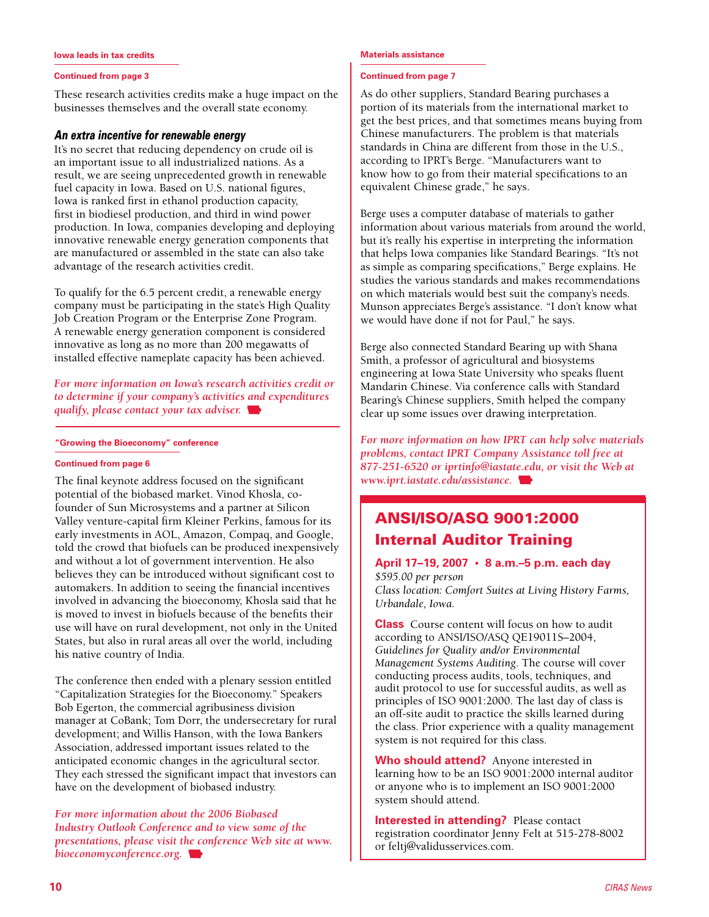#### Iowa leads in tax credits

**Continued from page 3**

These research activities credits make a huge impact on the businesses themselves and the overall state economy.

### *An extra incentive for renewable energy*

It's no secret that reducing dependency on crude oil is an important issue to all industrialized nations. As a result, we are seeing unprecedented growth in renewable fuel capacity in Iowa. Based on U.S. national figures, Iowa is ranked first in ethanol production capacity, first in biodiesel production, and third in wind power production. In Iowa, companies developing and deploying innovative renewable energy generation components that are manufactured or assembled in the state can also take advantage of the research activities credit.

To qualify for the 6.5 percent credit, a renewable energy company must be participating in the state's High Quality Job Creation Program or the Enterprise Zone Program. A renewable energy generation component is considered innovative as long as no more than 200 megawatts of installed effective nameplate capacity has been achieved.

*For more information on Iowa's research activities credit or to determine if your company's activities and expenditures qualify, please contact your tax adviser.*

#### "Growing the Bioeconomy" conference

**Continued from page 6**

The final keynote address focused on the significant potential of the biobased market. Vinod Khosla, co-founder of Sun Microsystems and a partner at Silicon Valley venture-capital firm Kleiner Perkins, famous for its early investments in AOL, Amazon, Compaq, and Google, told the crowd that biofuels can be produced inexpensively and without a lot of government intervention. He also believes they can be introduced without significant cost to automakers. In addition to seeing the financial incentives involved in advancing the bioeconomy, Khosla said that he is moved to invest in biofuels because of the benefits their use will have on rural development, not only in the United States, but also in rural areas all over the world, including his native country of India.

The conference then ended with a plenary session entitled "Capitalization Strategies for the Bioeconomy." Speakers Bob Egerton, the commercial agribusiness division manager at CoBank; Tom Dorr, the undersecretary for rural development; and Willis Hanson, with the Iowa Bankers Association, addressed important issues related to the anticipated economic changes in the agricultural sector. They each stressed the significant impact that investors can have on the development of biobased industry.

*For more information about the 2006 Biobased Industry Outlook Conference and to view some of the presentations, please visit the conference Web site at www.bioeconomyconference.org.*

#### Materials assistance

**Continued from page 7**

As do other suppliers, Standard Bearing purchases a portion of its materials from the international market to get the best prices, and that sometimes means buying from Chinese manufacturers. The problem is that materials standards in China are different from those in the U.S., according to IPRT's Berge. "Manufacturers want to know how to go from their material specifications to an equivalent Chinese grade," he says.

Berge uses a computer database of materials to gather information about various materials from around the world, but it's really his expertise in interpreting the information that helps Iowa companies like Standard Bearings. "It's not as simple as comparing specifications," Berge explains. He studies the various standards and makes recommendations on which materials would best suit the company's needs. Munson appreciates Berge's assistance. "I don't know what we would have done if not for Paul," he says.

Berge also connected Standard Bearing up with Shana Smith, a professor of agricultural and biosystems engineering at Iowa State University who speaks fluent Mandarin Chinese. Via conference calls with Standard Bearing's Chinese suppliers, Smith helped the company clear up some issues over drawing interpretation.

*For more information on how IPRT can help solve materials problems, contact IPRT Company Assistance toll free at 877-251-6520 or iprtinfo@iastate.edu, or visit the Web at www.iprt.iastate.edu/assistance.*

## ANSI/ISO/ASQ 9001:2000 Internal Auditor Training

**April 17–19, 2007 • 8 a.m.–5 p.m. each day**

*$595.00 per person*

*Class location: Comfort Suites at Living History Farms, Urbandale, Iowa.*

**Class** Course content will focus on how to audit according to ANSI/ISO/ASQ QE19011S–2004, *Guidelines for Quality and/or Environmental Management Systems Auditing*. The course will cover conducting process audits, tools, techniques, and audit protocol to use for successful audits, as well as principles of ISO 9001:2000. The last day of class is an off-site audit to practice the skills learned during the class. Prior experience with a quality management system is not required for this class.

**Who should attend?** Anyone interested in learning how to be an ISO 9001:2000 internal auditor or anyone who is to implement an ISO 9001:2000 system should attend.

**Interested in attending?** Please contact registration coordinator Jenny Felt at 515-278-8002 or feltj@validusservices.com.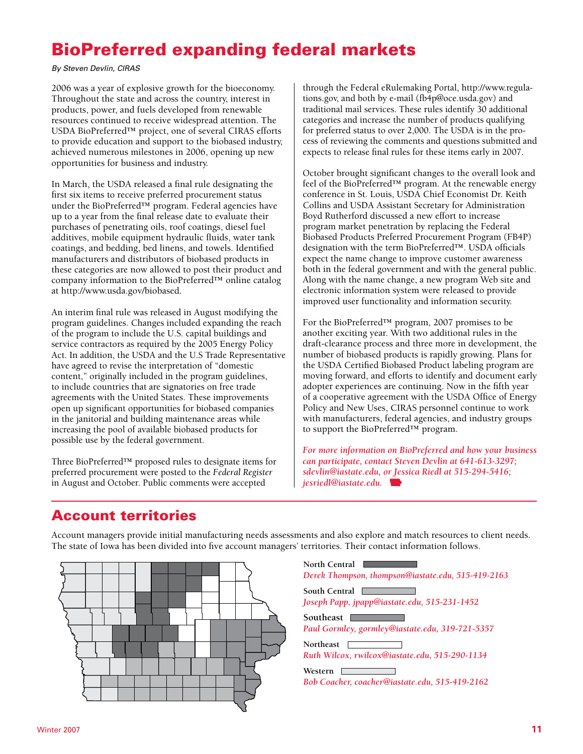# BioPreferred expanding federal markets

*By Steven Devlin, CIRAS*

2006 was a year of explosive growth for the bioeconomy. Throughout the state and across the country, interest in products, power, and fuels developed from renewable resources continued to receive widespread attention. The USDA BioPreferred™ project, one of several CIRAS efforts to provide education and support to the biobased industry, achieved numerous milestones in 2006, opening up new opportunities for business and industry.

In March, the USDA released a final rule designating the first six items to receive preferred procurement status under the BioPreferred™ program. Federal agencies have up to a year from the final release date to evaluate their purchases of penetrating oils, roof coatings, diesel fuel additives, mobile equipment hydraulic fluids, water tank coatings, and bedding, bed linens, and towels. Identified manufacturers and distributors of biobased products in these categories are now allowed to post their product and company information to the BioPreferred™ online catalog at http://www.usda.gov/biobased.

An interim final rule was released in August modifying the program guidelines. Changes included expanding the reach of the program to include the U.S. capital buildings and service contractors as required by the 2005 Energy Policy Act. In addition, the USDA and the U.S Trade Representative have agreed to revise the interpretation of "domestic content," originally included in the program guidelines, to include countries that are signatories on free trade agreements with the United States. These improvements open up significant opportunities for biobased companies in the janitorial and building maintenance areas while increasing the pool of available biobased products for possible use by the federal government.

Three BioPreferred™ proposed rules to designate items for preferred procurement were posted to the *Federal Register* in August and October. Public comments were accepted through the Federal eRulemaking Portal, http://www.regulations.gov, and both by e-mail (fb4p@oce.usda.gov) and traditional mail services. These rules identify 30 additional categories and increase the number of products qualifying for preferred status to over 2,000. The USDA is in the process of reviewing the comments and questions submitted and expects to release final rules for these items early in 2007.

October brought significant changes to the overall look and feel of the BioPreferred™ program. At the renewable energy conference in St. Louis, USDA Chief Economist Dr. Keith Collins and USDA Assistant Secretary for Administration Boyd Rutherford discussed a new effort to increase program market penetration by replacing the Federal Biobased Products Preferred Procurement Program (FB4P) designation with the term BioPreferred™. USDA officials expect the name change to improve customer awareness both in the federal government and with the general public. Along with the name change, a new program Web site and electronic information system were released to provide improved user functionality and information security.

For the BioPreferred™ program, 2007 promises to be another exciting year. With two additional rules in the draft-clearance process and three more in development, the number of biobased products is rapidly growing. Plans for the USDA Certified Biobased Product labeling program are moving forward, and efforts to identify and document early adopter experiences are continuing. Now in the fifth year of a cooperative agreement with the USDA Office of Energy Policy and New Uses, CIRAS personnel continue to work with manufacturers, federal agencies, and industry groups to support the BioPreferred™ program.

*For more information on BioPreferred and how your business can participate, contact Steven Devlin at 641-613-3297; sdevlin@iastate.edu, or Jessica Riedl at 515-294-5416; jesriedl@iastate.edu.*

# Account territories

Account managers provide initial manufacturing needs assessments and also explore and match resources to client needs. The state of Iowa has been divided into five account managers' territories. Their contact information follows.

North Central
*Derek Thompson, thompson@iastate.edu, 515-419-2163*

South Central
*Joseph Papp, jpapp@iastate.edu, 515-231-1452*

Southeast
*Paul Gormley, gormley@iastate.edu, 319-721-5357*

Northeast
*Ruth Wilcox, rwilcox@iastate.edu, 515-290-1134*

Western
*Bob Coacher, coacher@iastate.edu, 515-419-2162*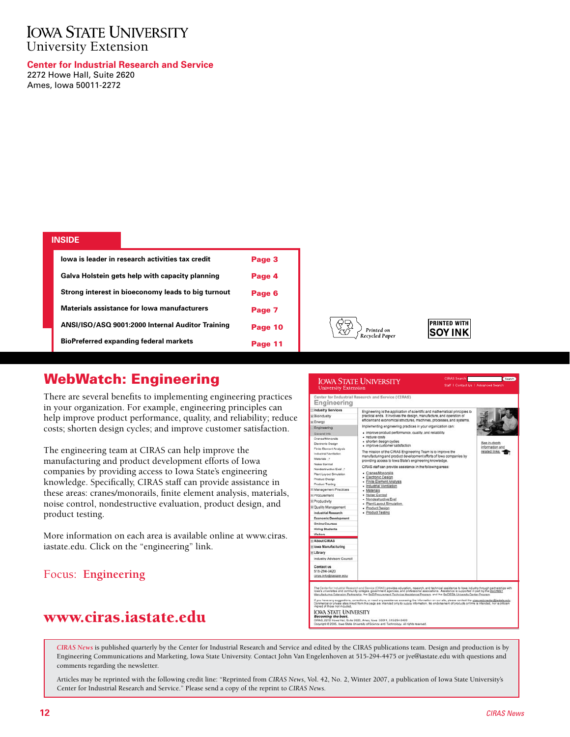Iowa State University
University Extension

**Center for Industrial Research and Service**
2272 Howe Hall, Suite 2620
Ames, Iowa 50011-2272

## INSIDE

| | |
|---|---|
| Iowa is leader in research activities tax credit | Page 3 |
| Galva Holstein gets help with capacity planning | Page 4 |
| Strong interest in bioeconomy leads to big turnout | Page 6 |
| Materials assistance for Iowa manufacturers | Page 7 |
| ANSI/ISO/ASQ 9001:2000 Internal Auditor Training | Page 10 |
| BioPreferred expanding federal markets | Page 11 |

Printed on Recycled Paper

PRINTED WITH SOY INK

# WebWatch: Engineering

There are several benefits to implementing engineering practices in your organization. For example, engineering principles can help improve product performance, quality, and reliability; reduce costs; shorten design cycles; and improve customer satisfaction.

The engineering team at CIRAS can help improve the manufacturing and product development efforts of Iowa companies by providing access to Iowa State's engineering knowledge. Specifically, CIRAS staff can provide assistance in these areas: cranes/monorails, finite element analysis, materials, noise control, nondestructive evaluation, product design, and product testing.

More information on each area is available online at www.ciras.iastate.edu. Click on the "engineering" link.

Focus: **Engineering**

**www.ciras.iastate.edu**

*CIRAS News* is published quarterly by the Center for Industrial Research and Service and edited by the CIRAS publications team. Design and production is by Engineering Communications and Marketing, Iowa State University. Contact John Van Engelenhoven at 515-294-4475 or jve@iastate.edu with questions and comments regarding the newsletter.

Articles may be reprinted with the following credit line: "Reprinted from *CIRAS News*, Vol. 42, No. 2, Winter 2007, a publication of Iowa State University's Center for Industrial Research and Service." Please send a copy of the reprint to *CIRAS News*.